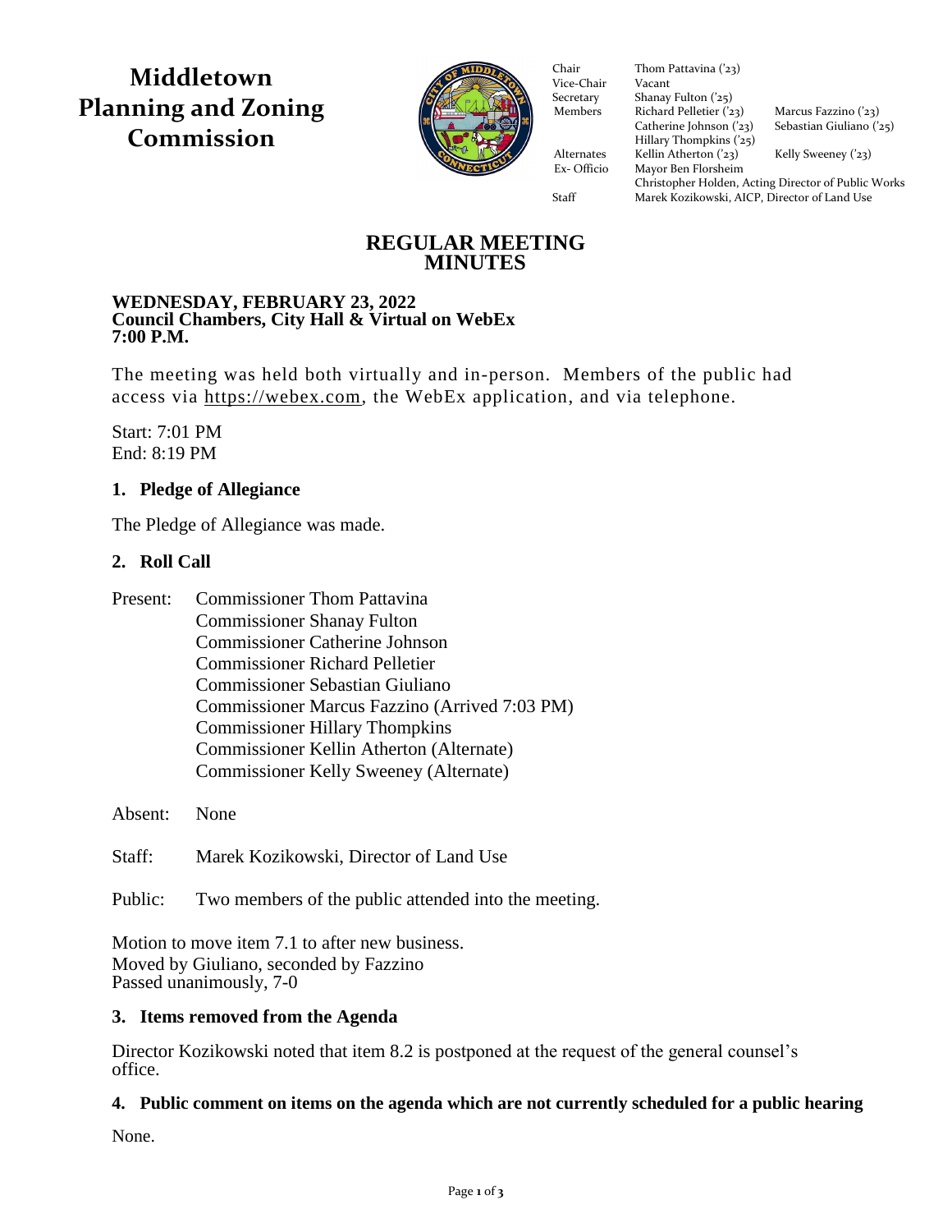# Middletown Planning and Zoning Commission

| | | |
|---|---|---|
| Chair | Thom Pattavina ('23) | |
| Vice-Chair | Vacant | |
| Secretary | Shanay Fulton ('25) | |
| Members | Richard Pelletier ('23) | Marcus Fazzino ('23) |
| | Catherine Johnson ('23) | Sebastian Giuliano ('25) |
| | Hillary Thompkins ('25) | |
| Alternates | Kellin Atherton ('23) | Kelly Sweeney ('23) |
| Ex- Officio | Mayor Ben Florsheim | |
| | Christopher Holden, Acting Director of Public Works | |
| Staff | Marek Kozikowski, AICP, Director of Land Use | |

## REGULAR MEETING MINUTES

**WEDNESDAY, FEBRUARY 23, 2022**
**Council Chambers, City Hall & Virtual on WebEx**
**7:00 P.M.**

The meeting was held both virtually and in-person. Members of the public had access via https://webex.com, the WebEx application, and via telephone.

Start: 7:01 PM
End: 8:19 PM

### 1. Pledge of Allegiance

The Pledge of Allegiance was made.

### 2. Roll Call

Present:
- Commissioner Thom Pattavina
- Commissioner Shanay Fulton
- Commissioner Catherine Johnson
- Commissioner Richard Pelletier
- Commissioner Sebastian Giuliano
- Commissioner Marcus Fazzino (Arrived 7:03 PM)
- Commissioner Hillary Thompkins
- Commissioner Kellin Atherton (Alternate)
- Commissioner Kelly Sweeney (Alternate)

Absent: None

Staff: Marek Kozikowski, Director of Land Use

Public: Two members of the public attended into the meeting.

Motion to move item 7.1 to after new business.
Moved by Giuliano, seconded by Fazzino
Passed unanimously, 7-0

### 3. Items removed from the Agenda

Director Kozikowski noted that item 8.2 is postponed at the request of the general counsel's office.

### 4. Public comment on items on the agenda which are not currently scheduled for a public hearing

None.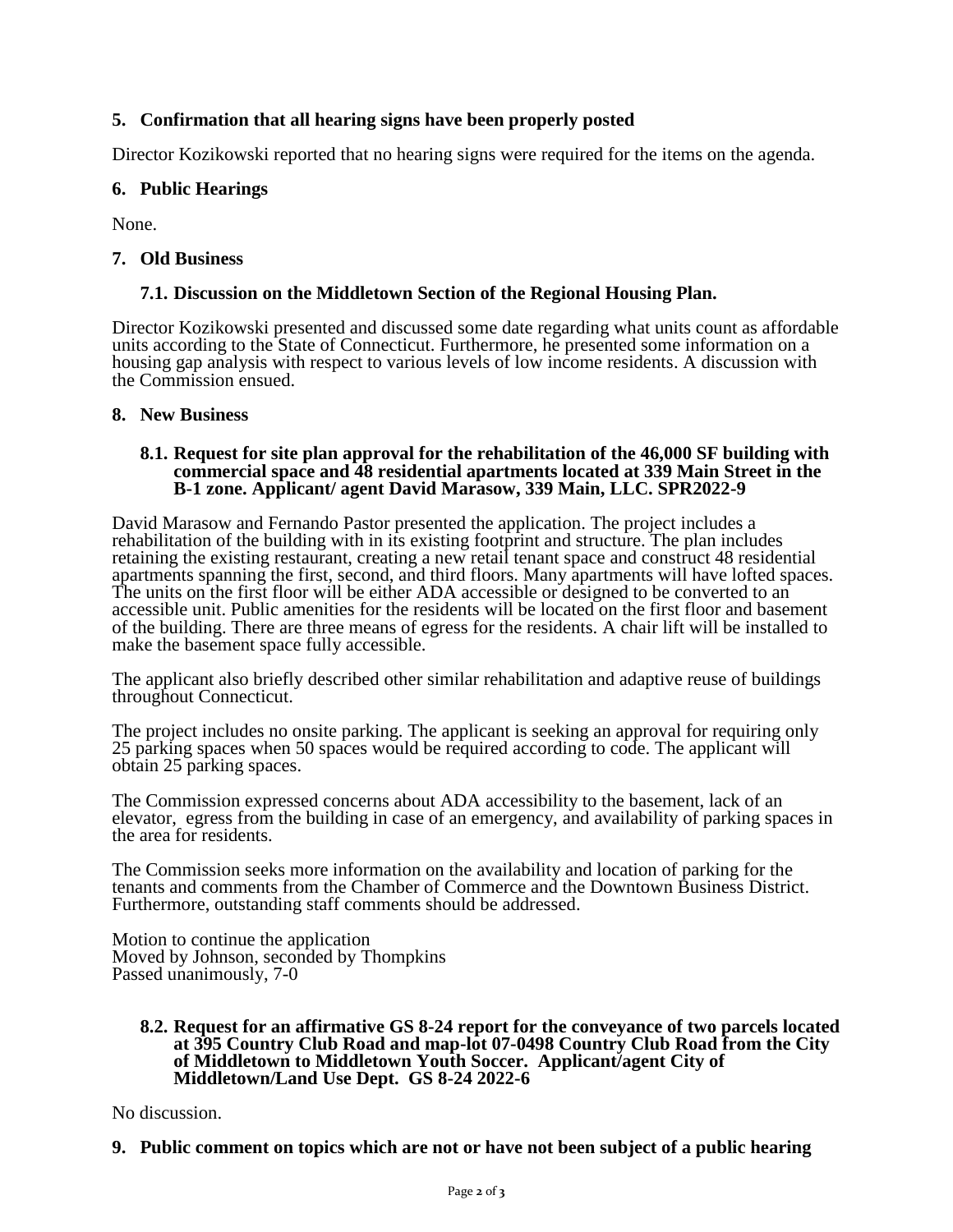## 5. Confirmation that all hearing signs have been properly posted

Director Kozikowski reported that no hearing signs were required for the items on the agenda.

## 6. Public Hearings

None.

## 7. Old Business

### 7.1. Discussion on the Middletown Section of the Regional Housing Plan.

Director Kozikowski presented and discussed some date regarding what units count as affordable units according to the State of Connecticut. Furthermore, he presented some information on a housing gap analysis with respect to various levels of low income residents. A discussion with the Commission ensued.

## 8. New Business

### 8.1. Request for site plan approval for the rehabilitation of the 46,000 SF building with commercial space and 48 residential apartments located at 339 Main Street in the B-1 zone. Applicant/ agent David Marasow, 339 Main, LLC. SPR2022-9

David Marasow and Fernando Pastor presented the application. The project includes a rehabilitation of the building with in its existing footprint and structure. The plan includes retaining the existing restaurant, creating a new retail tenant space and construct 48 residential apartments spanning the first, second, and third floors. Many apartments will have lofted spaces. The units on the first floor will be either ADA accessible or designed to be converted to an accessible unit. Public amenities for the residents will be located on the first floor and basement of the building. There are three means of egress for the residents. A chair lift will be installed to make the basement space fully accessible.

The applicant also briefly described other similar rehabilitation and adaptive reuse of buildings throughout Connecticut.

The project includes no onsite parking. The applicant is seeking an approval for requiring only 25 parking spaces when 50 spaces would be required according to code. The applicant will obtain 25 parking spaces.

The Commission expressed concerns about ADA accessibility to the basement, lack of an elevator, egress from the building in case of an emergency, and availability of parking spaces in the area for residents.

The Commission seeks more information on the availability and location of parking for the tenants and comments from the Chamber of Commerce and the Downtown Business District. Furthermore, outstanding staff comments should be addressed.

Motion to continue the application
Moved by Johnson, seconded by Thompkins
Passed unanimously, 7-0

### 8.2. Request for an affirmative GS 8-24 report for the conveyance of two parcels located at 395 Country Club Road and map-lot 07-0498 Country Club Road from the City of Middletown to Middletown Youth Soccer. Applicant/agent City of Middletown/Land Use Dept. GS 8-24 2022-6

No discussion.

## 9. Public comment on topics which are not or have not been subject of a public hearing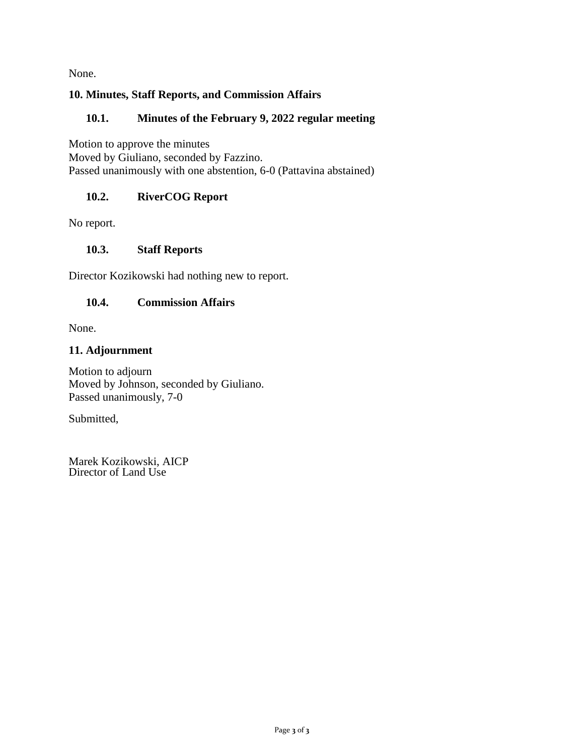None.

## 10. Minutes, Staff Reports, and Commission Affairs

### 10.1. Minutes of the February 9, 2022 regular meeting

Motion to approve the minutes
Moved by Giuliano, seconded by Fazzino.
Passed unanimously with one abstention, 6-0 (Pattavina abstained)

### 10.2. RiverCOG Report

No report.

### 10.3. Staff Reports

Director Kozikowski had nothing new to report.

### 10.4. Commission Affairs

None.

## 11. Adjournment

Motion to adjourn
Moved by Johnson, seconded by Giuliano.
Passed unanimously, 7-0

Submitted,

Marek Kozikowski, AICP
Director of Land Use